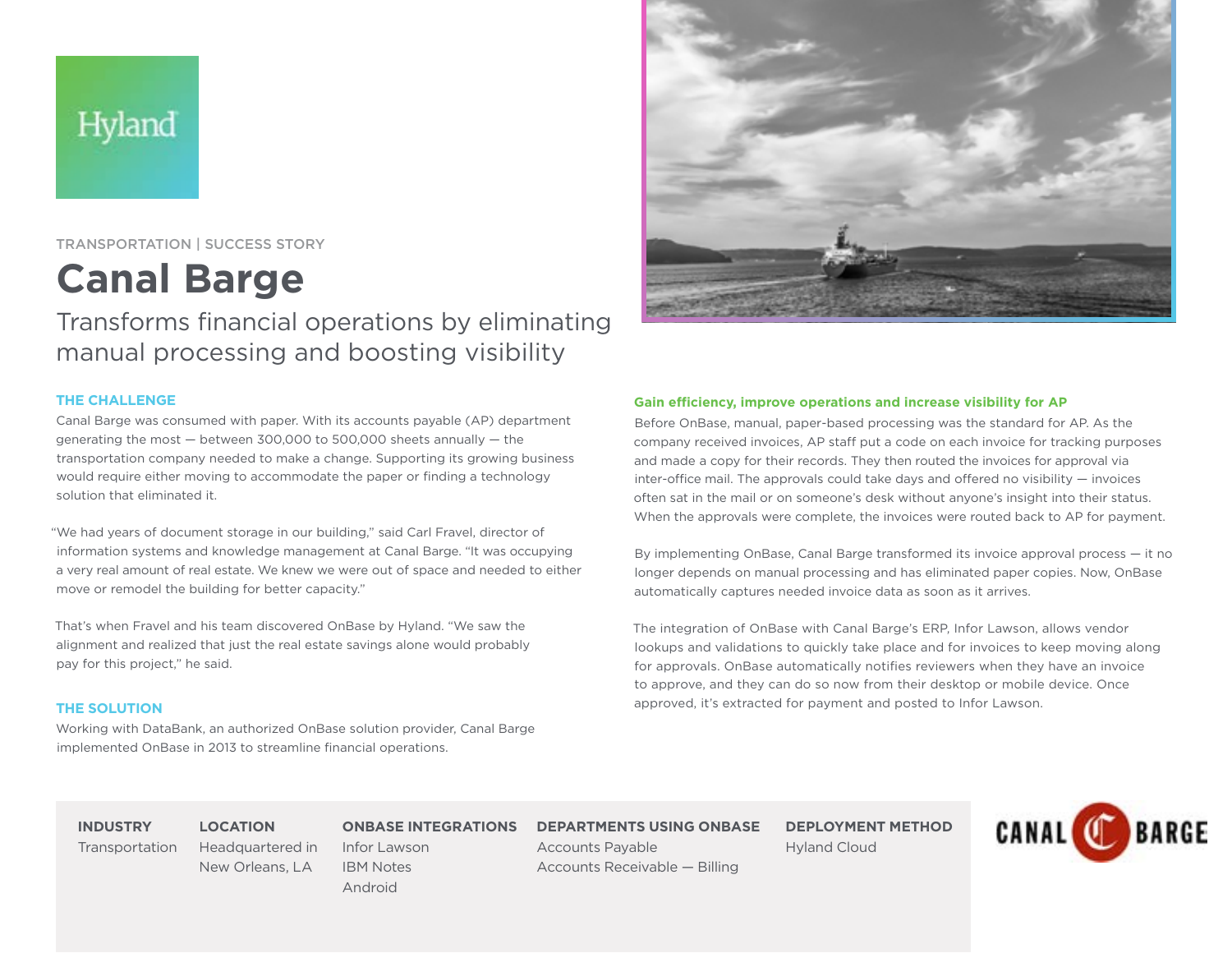Hyland

TRANSPORTATION | SUCCESS STORY

# Canal Barge

## Transforms financial operations by eliminating manual processing and boosting visibility

### THE CHALLENGE

Canal Barge was consumed with paper. With its accounts payable (AP) department generating the most — between 300,000 to 500,000 sheets annually — the transportation company needed to make a change. Supporting its growing business would require either moving to accommodate the paper or finding a technology solution that eliminated it.

"We had years of document storage in our building," said Carl Fravel, director of information systems and knowledge management at Canal Barge. "It was occupying a very real amount of real estate. We knew we were out of space and needed to either move or remodel the building for better capacity."

That's when Fravel and his team discovered OnBase by Hyland. "We saw the alignment and realized that just the real estate savings alone would probably pay for this project," he said.

### THE SOLUTION

Working with DataBank, an authorized OnBase solution provider, Canal Barge implemented OnBase in 2013 to streamline financial operations.

### Gain efficiency, improve operations and increase visibility for AP

Before OnBase, manual, paper-based processing was the standard for AP. As the company received invoices, AP staff put a code on each invoice for tracking purposes and made a copy for their records. They then routed the invoices for approval via inter-office mail. The approvals could take days and offered no visibility — invoices often sat in the mail or on someone's desk without anyone's insight into their status. When the approvals were complete, the invoices were routed back to AP for payment.

By implementing OnBase, Canal Barge transformed its invoice approval process — it no longer depends on manual processing and has eliminated paper copies. Now, OnBase automatically captures needed invoice data as soon as it arrives.

The integration of OnBase with Canal Barge's ERP, Infor Lawson, allows vendor lookups and validations to quickly take place and for invoices to keep moving along for approvals. OnBase automatically notifies reviewers when they have an invoice to approve, and they can do so now from their desktop or mobile device. Once approved, it's extracted for payment and posted to Infor Lawson.

| INDUSTRY | LOCATION | ONBASE INTEGRATIONS | DEPARTMENTS USING ONBASE | DEPLOYMENT METHOD |
|---|---|---|---|---|
| Transportation | Headquartered in New Orleans, LA | Infor Lawson<br>IBM Notes<br>Android | Accounts Payable<br>Accounts Receivable — Billing | Hyland Cloud |

CANAL BARGE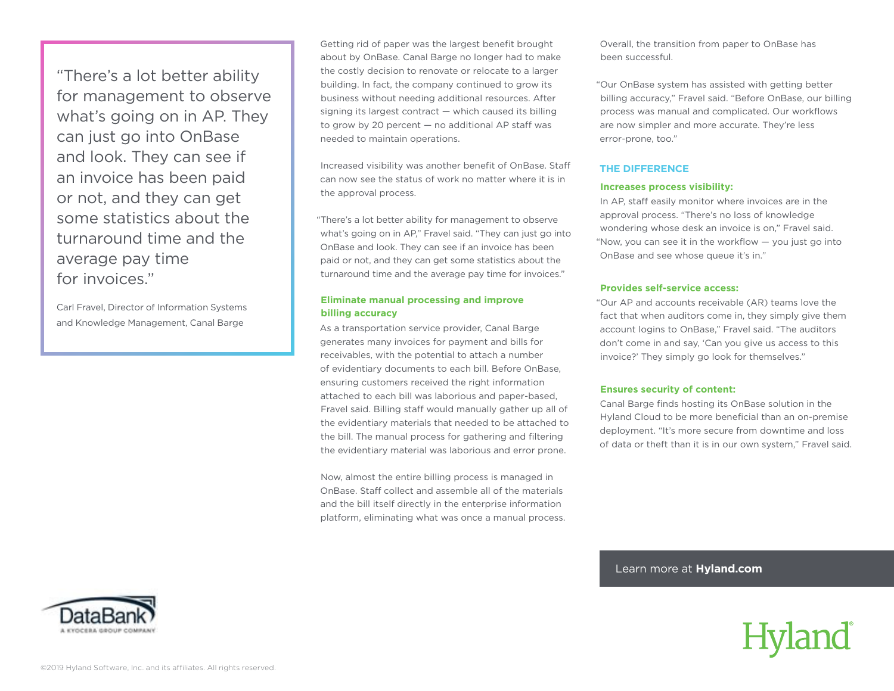> "There's a lot better ability for management to observe what's going on in AP. They can just go into OnBase and look. They can see if an invoice has been paid or not, and they can get some statistics about the turnaround time and the average pay time for invoices."
>
> Carl Fravel, Director of Information Systems and Knowledge Management, Canal Barge

Getting rid of paper was the largest benefit brought about by OnBase. Canal Barge no longer had to make the costly decision to renovate or relocate to a larger building. In fact, the company continued to grow its business without needing additional resources. After signing its largest contract — which caused its billing to grow by 20 percent — no additional AP staff was needed to maintain operations.

Increased visibility was another benefit of OnBase. Staff can now see the status of work no matter where it is in the approval process.

"There's a lot better ability for management to observe what's going on in AP," Fravel said. "They can just go into OnBase and look. They can see if an invoice has been paid or not, and they can get some statistics about the turnaround time and the average pay time for invoices."

### Eliminate manual processing and improve billing accuracy

As a transportation service provider, Canal Barge generates many invoices for payment and bills for receivables, with the potential to attach a number of evidentiary documents to each bill. Before OnBase, ensuring customers received the right information attached to each bill was laborious and paper-based, Fravel said. Billing staff would manually gather up all of the evidentiary materials that needed to be attached to the bill. The manual process for gathering and filtering the evidentiary material was laborious and error prone.

Now, almost the entire billing process is managed in OnBase. Staff collect and assemble all of the materials and the bill itself directly in the enterprise information platform, eliminating what was once a manual process.

Overall, the transition from paper to OnBase has been successful.

"Our OnBase system has assisted with getting better billing accuracy," Fravel said. "Before OnBase, our billing process was manual and complicated. Our workflows are now simpler and more accurate. They're less error-prone, too."

## THE DIFFERENCE

### Increases process visibility:

In AP, staff easily monitor where invoices are in the approval process. "There's no loss of knowledge wondering whose desk an invoice is on," Fravel said. "Now, you can see it in the workflow — you just go into OnBase and see whose queue it's in."

### Provides self-service access:

"Our AP and accounts receivable (AR) teams love the fact that when auditors come in, they simply give them account logins to OnBase," Fravel said. "The auditors don't come in and say, 'Can you give us access to this invoice?' They simply go look for themselves."

### Ensures security of content:

Canal Barge finds hosting its OnBase solution in the Hyland Cloud to be more beneficial than an on-premise deployment. "It's more secure from downtime and loss of data or theft than it is in our own system," Fravel said.

Learn more at **Hyland.com**

DataBank
A KYOCERA GROUP COMPANY

Hyland

©2019 Hyland Software, Inc. and its affiliates. All rights reserved.